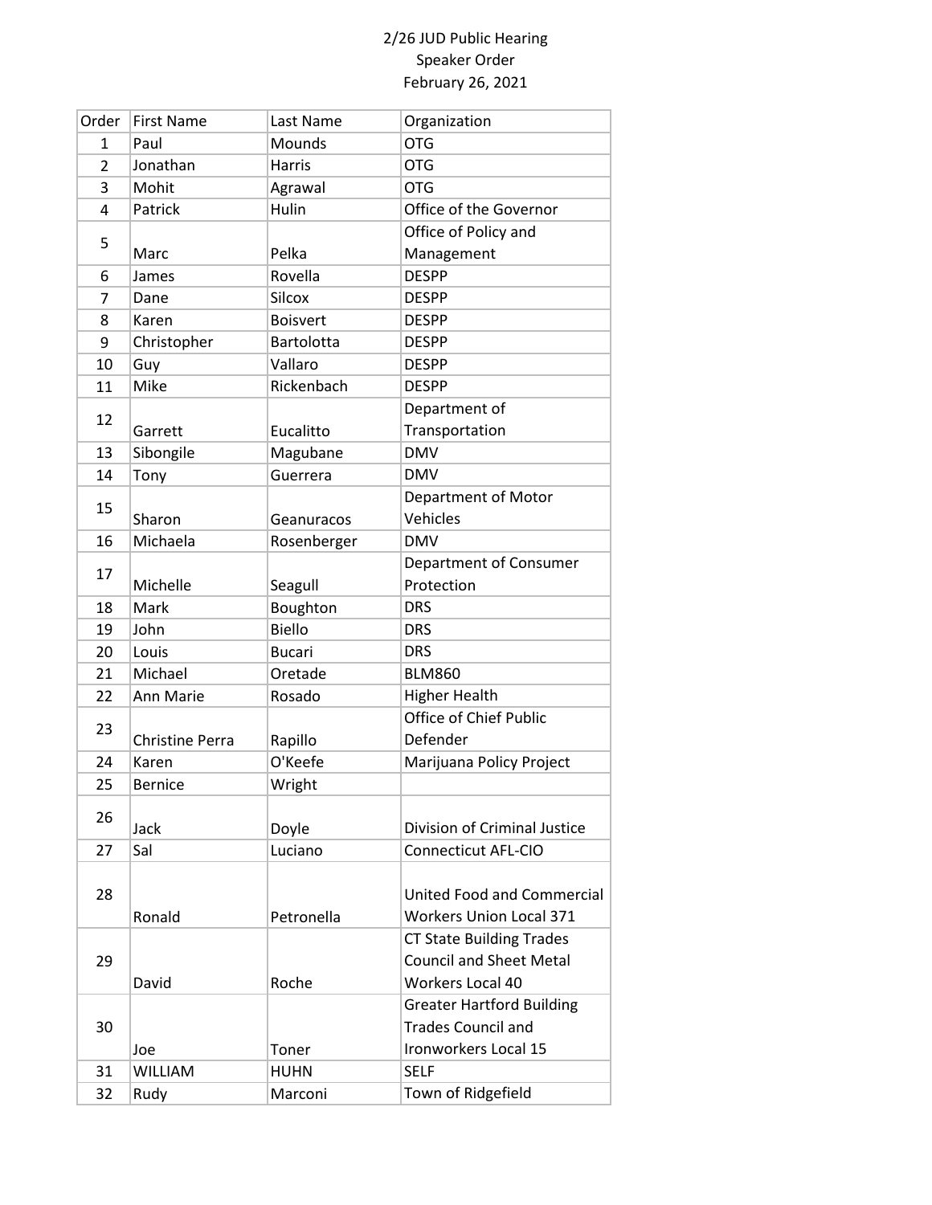2/26 JUD Public Hearing
Speaker Order
February 26, 2021

| Order | First Name | Last Name | Organization |
|---|---|---|---|
| 1 | Paul | Mounds | OTG |
| 2 | Jonathan | Harris | OTG |
| 3 | Mohit | Agrawal | OTG |
| 4 | Patrick | Hulin | Office of the Governor |
| 5 | Marc | Pelka | Office of Policy and Management |
| 6 | James | Rovella | DESPP |
| 7 | Dane | Silcox | DESPP |
| 8 | Karen | Boisvert | DESPP |
| 9 | Christopher | Bartolotta | DESPP |
| 10 | Guy | Vallaro | DESPP |
| 11 | Mike | Rickenbach | DESPP |
| 12 | Garrett | Eucalitto | Department of Transportation |
| 13 | Sibongile | Magubane | DMV |
| 14 | Tony | Guerrera | DMV |
| 15 | Sharon | Geanuracos | Department of Motor Vehicles |
| 16 | Michaela | Rosenberger | DMV |
| 17 | Michelle | Seagull | Department of Consumer Protection |
| 18 | Mark | Boughton | DRS |
| 19 | John | Biello | DRS |
| 20 | Louis | Bucari | DRS |
| 21 | Michael | Oretade | BLM860 |
| 22 | Ann Marie | Rosado | Higher Health |
| 23 | Christine Perra | Rapillo | Office of Chief Public Defender |
| 24 | Karen | O'Keefe | Marijuana Policy Project |
| 25 | Bernice | Wright | |
| 26 | Jack | Doyle | Division of Criminal Justice |
| 27 | Sal | Luciano | Connecticut AFL-CIO |
| 28 | Ronald | Petronella | United Food and Commercial Workers Union Local 371 |
| 29 | David | Roche | CT State Building Trades Council and Sheet Metal Workers Local 40 |
| 30 | Joe | Toner | Greater Hartford Building Trades Council and Ironworkers Local 15 |
| 31 | WILLIAM | HUHN | SELF |
| 32 | Rudy | Marconi | Town of Ridgefield |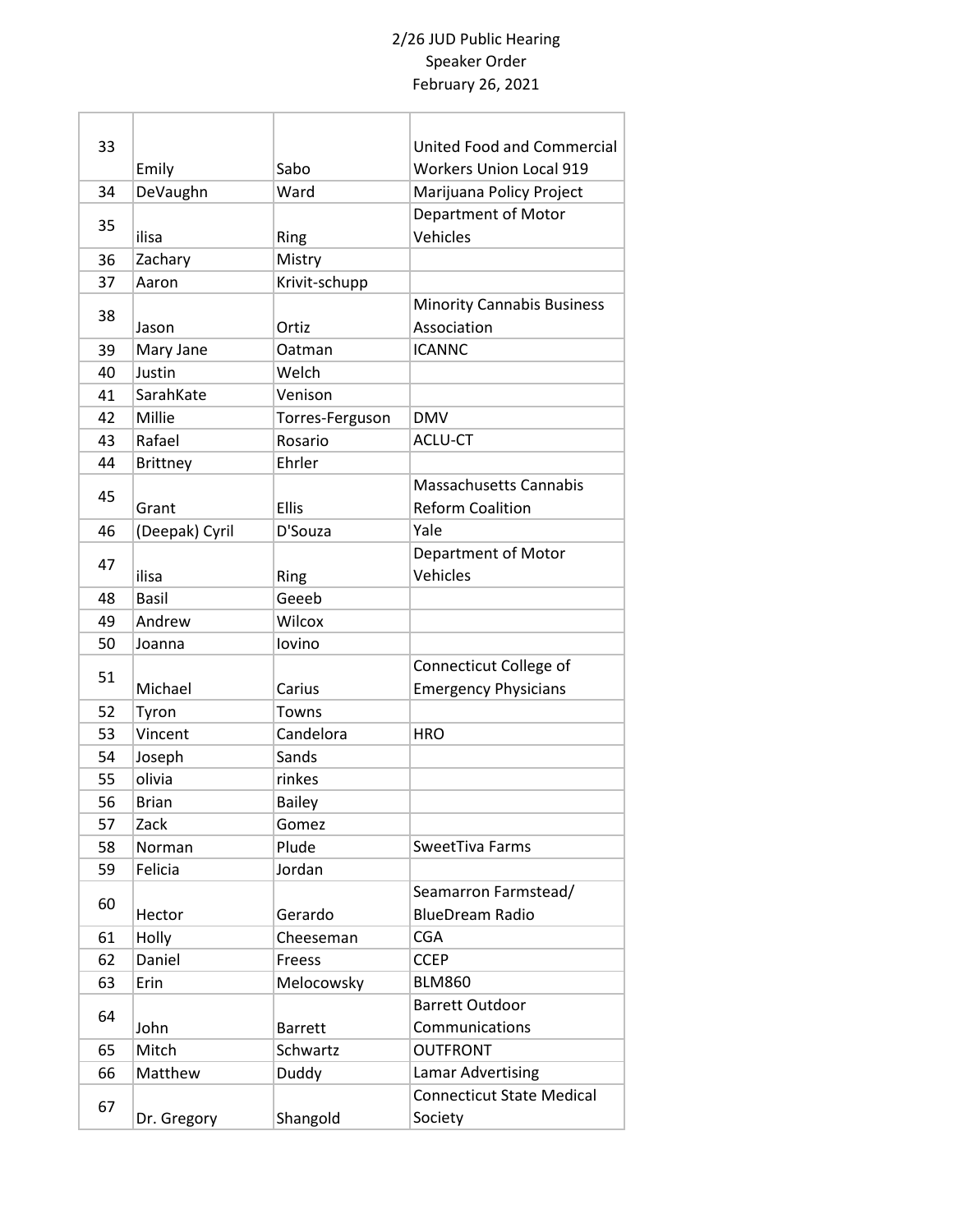2/26 JUD Public Hearing
Speaker Order
February 26, 2021

| | | | |
|---|---|---|---|
| 33 | Emily | Sabo | United Food and Commercial Workers Union Local 919 |
| 34 | DeVaughn | Ward | Marijuana Policy Project |
| 35 | ilisa | Ring | Department of Motor Vehicles |
| 36 | Zachary | Mistry | |
| 37 | Aaron | Krivit-schupp | |
| 38 | Jason | Ortiz | Minority Cannabis Business Association |
| 39 | Mary Jane | Oatman | ICANNC |
| 40 | Justin | Welch | |
| 41 | SarahKate | Venison | |
| 42 | Millie | Torres-Ferguson | DMV |
| 43 | Rafael | Rosario | ACLU-CT |
| 44 | Brittney | Ehrler | |
| 45 | Grant | Ellis | Massachusetts Cannabis Reform Coalition |
| 46 | (Deepak) Cyril | D'Souza | Yale |
| 47 | ilisa | Ring | Department of Motor Vehicles |
| 48 | Basil | Geeeb | |
| 49 | Andrew | Wilcox | |
| 50 | Joanna | Iovino | |
| 51 | Michael | Carius | Connecticut College of Emergency Physicians |
| 52 | Tyron | Towns | |
| 53 | Vincent | Candelora | HRO |
| 54 | Joseph | Sands | |
| 55 | olivia | rinkes | |
| 56 | Brian | Bailey | |
| 57 | Zack | Gomez | |
| 58 | Norman | Plude | SweetTiva Farms |
| 59 | Felicia | Jordan | |
| 60 | Hector | Gerardo | Seamarron Farmstead/ BlueDream Radio |
| 61 | Holly | Cheeseman | CGA |
| 62 | Daniel | Freess | CCEP |
| 63 | Erin | Melocowsky | BLM860 |
| 64 | John | Barrett | Barrett Outdoor Communications |
| 65 | Mitch | Schwartz | OUTFRONT |
| 66 | Matthew | Duddy | Lamar Advertising |
| 67 | Dr. Gregory | Shangold | Connecticut State Medical Society |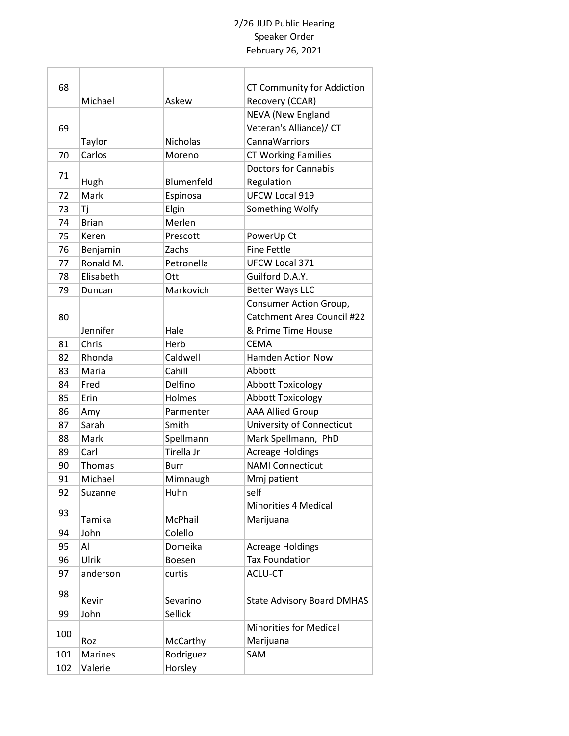2/26 JUD Public Hearing
Speaker Order
February 26, 2021

| | | | |
|---|---|---|---|
| 68 | Michael | Askew | CT Community for Addiction Recovery (CCAR) |
| 69 | Taylor | Nicholas | NEVA (New England Veteran's Alliance)/ CT CannaWarriors |
| 70 | Carlos | Moreno | CT Working Families |
| 71 | Hugh | Blumenfeld | Doctors for Cannabis Regulation |
| 72 | Mark | Espinosa | UFCW Local 919 |
| 73 | Tj | Elgin | Something Wolfy |
| 74 | Brian | Merlen | |
| 75 | Keren | Prescott | PowerUp Ct |
| 76 | Benjamin | Zachs | Fine Fettle |
| 77 | Ronald M. | Petronella | UFCW Local 371 |
| 78 | Elisabeth | Ott | Guilford D.A.Y. |
| 79 | Duncan | Markovich | Better Ways LLC |
| 80 | Jennifer | Hale | Consumer Action Group, Catchment Area Council #22 & Prime Time House |
| 81 | Chris | Herb | CEMA |
| 82 | Rhonda | Caldwell | Hamden Action Now |
| 83 | Maria | Cahill | Abbott |
| 84 | Fred | Delfino | Abbott Toxicology |
| 85 | Erin | Holmes | Abbott Toxicology |
| 86 | Amy | Parmenter | AAA Allied Group |
| 87 | Sarah | Smith | University of Connecticut |
| 88 | Mark | Spellmann | Mark Spellmann, PhD |
| 89 | Carl | Tirella Jr | Acreage Holdings |
| 90 | Thomas | Burr | NAMI Connecticut |
| 91 | Michael | Mimnaugh | Mmj patient |
| 92 | Suzanne | Huhn | self |
| 93 | Tamika | McPhail | Minorities 4 Medical Marijuana |
| 94 | John | Colello | |
| 95 | Al | Domeika | Acreage Holdings |
| 96 | Ulrik | Boesen | Tax Foundation |
| 97 | anderson | curtis | ACLU-CT |
| 98 | Kevin | Sevarino | State Advisory Board DMHAS |
| 99 | John | Sellick | |
| 100 | Roz | McCarthy | Minorities for Medical Marijuana |
| 101 | Marines | Rodriguez | SAM |
| 102 | Valerie | Horsley | |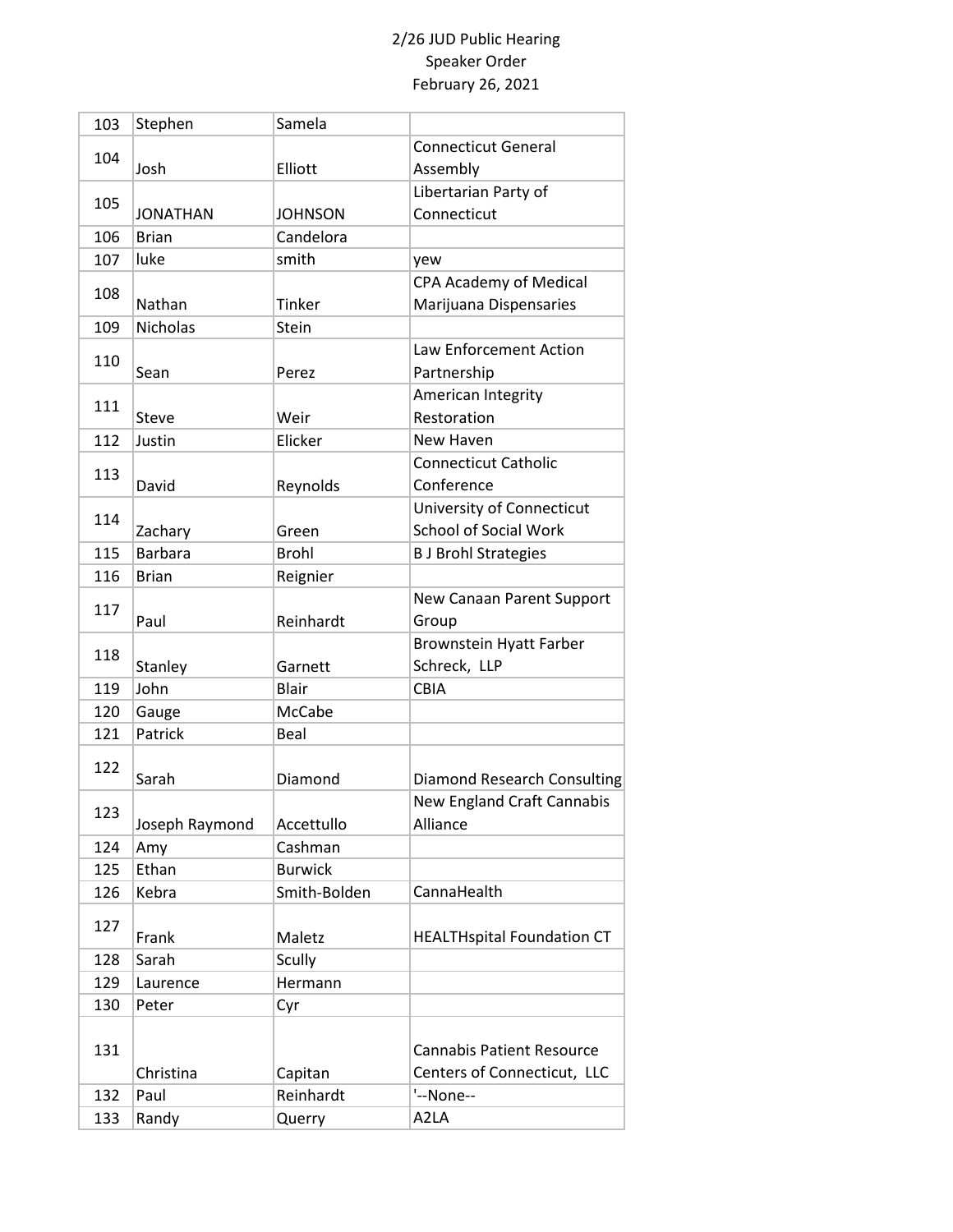2/26 JUD Public Hearing
Speaker Order
February 26, 2021

| | | | |
|---|---|---|---|
| 103 | Stephen | Samela | |
| 104 | Josh | Elliott | Connecticut General Assembly |
| 105 | JONATHAN | JOHNSON | Libertarian Party of Connecticut |
| 106 | Brian | Candelora | |
| 107 | luke | smith | yew |
| 108 | Nathan | Tinker | CPA Academy of Medical Marijuana Dispensaries |
| 109 | Nicholas | Stein | |
| 110 | Sean | Perez | Law Enforcement Action Partnership |
| 111 | Steve | Weir | American Integrity Restoration |
| 112 | Justin | Elicker | New Haven |
| 113 | David | Reynolds | Connecticut Catholic Conference |
| 114 | Zachary | Green | University of Connecticut School of Social Work |
| 115 | Barbara | Brohl | B J Brohl Strategies |
| 116 | Brian | Reignier | |
| 117 | Paul | Reinhardt | New Canaan Parent Support Group |
| 118 | Stanley | Garnett | Brownstein Hyatt Farber Schreck, LLP |
| 119 | John | Blair | CBIA |
| 120 | Gauge | McCabe | |
| 121 | Patrick | Beal | |
| 122 | Sarah | Diamond | Diamond Research Consulting |
| 123 | Joseph Raymond | Accettullo | New England Craft Cannabis Alliance |
| 124 | Amy | Cashman | |
| 125 | Ethan | Burwick | |
| 126 | Kebra | Smith-Bolden | CannaHealth |
| 127 | Frank | Maletz | HEALTHspital Foundation CT |
| 128 | Sarah | Scully | |
| 129 | Laurence | Hermann | |
| 130 | Peter | Cyr | |
| 131 | Christina | Capitan | Cannabis Patient Resource Centers of Connecticut, LLC |
| 132 | Paul | Reinhardt | '--None-- |
| 133 | Randy | Querry | A2LA |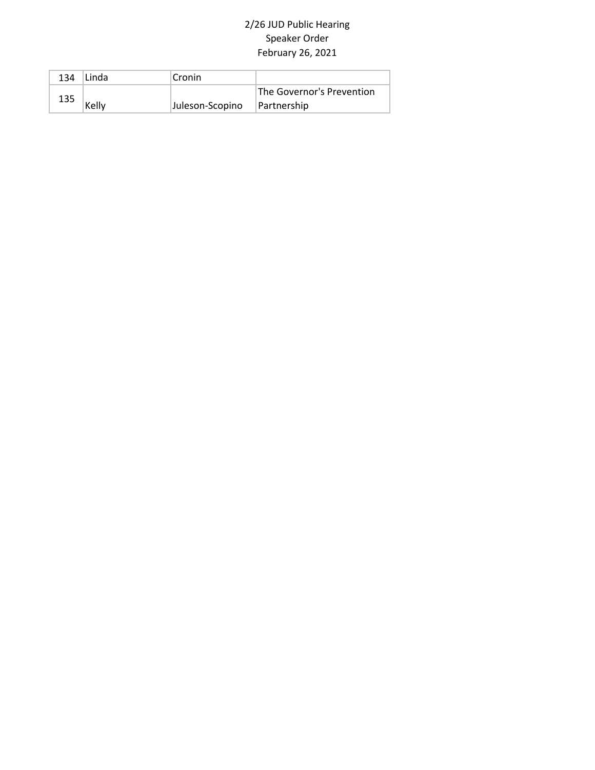| | | | |
|---|---|---|---|
| 134 | Linda | Cronin | |
| 135 | Kelly | Juleson-Scopino | The Governor's Prevention Partnership |